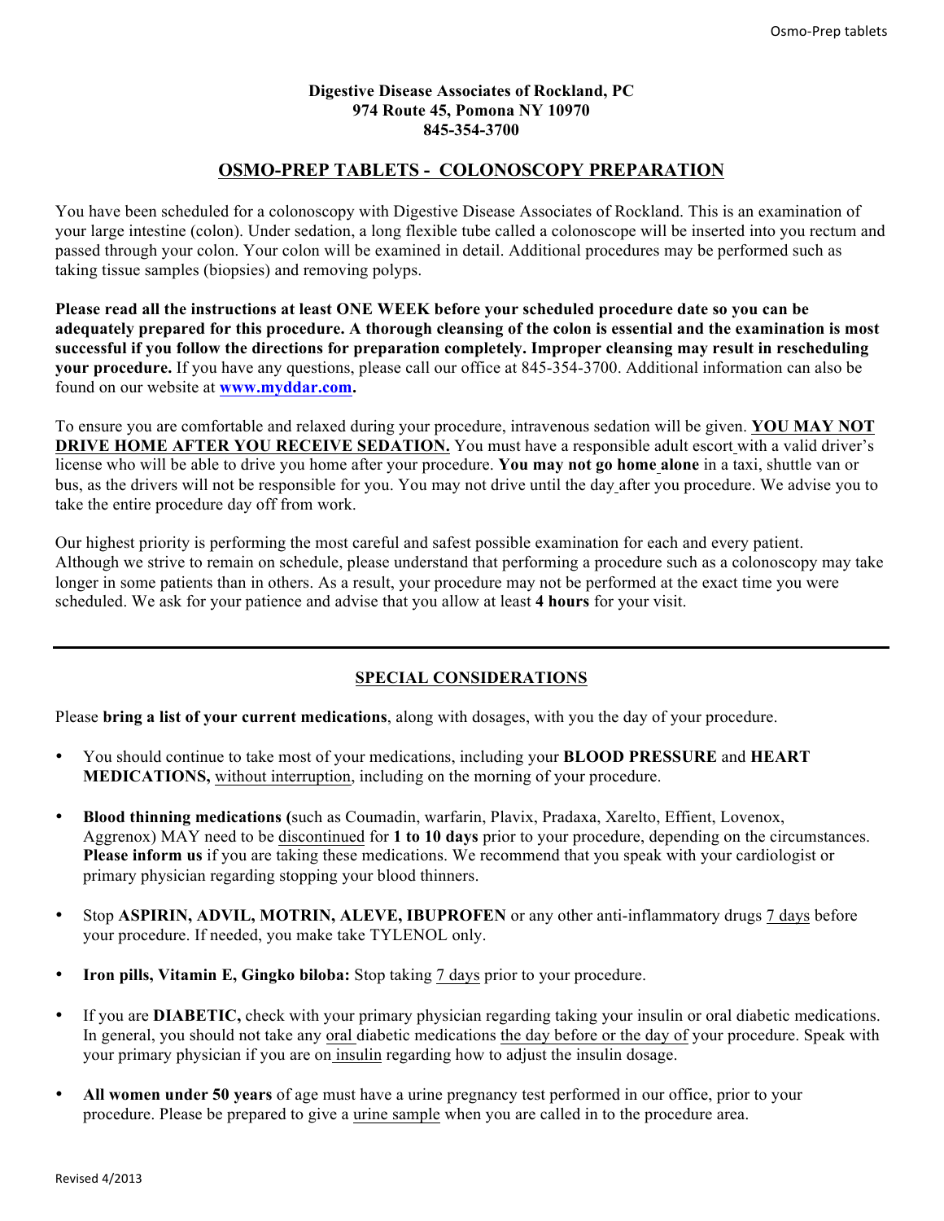**Digestive Disease Associates of Rockland, PC**
**974 Route 45, Pomona NY 10970**
**845-354-3700**

# OSMO-PREP TABLETS - COLONOSCOPY PREPARATION

You have been scheduled for a colonoscopy with Digestive Disease Associates of Rockland. This is an examination of your large intestine (colon). Under sedation, a long flexible tube called a colonoscope will be inserted into you rectum and passed through your colon. Your colon will be examined in detail. Additional procedures may be performed such as taking tissue samples (biopsies) and removing polyps.

**Please read all the instructions at least ONE WEEK before your scheduled procedure date so you can be adequately prepared for this procedure. A thorough cleansing of the colon is essential and the examination is most successful if you follow the directions for preparation completely. Improper cleansing may result in rescheduling your procedure.** If you have any questions, please call our office at 845-354-3700. Additional information can also be found on our website at **www.myddar.com.**

To ensure you are comfortable and relaxed during your procedure, intravenous sedation will be given. **YOU MAY NOT DRIVE HOME AFTER YOU RECEIVE SEDATION.** You must have a responsible adult escort with a valid driver's license who will be able to drive you home after your procedure. **You may not go home alone** in a taxi, shuttle van or bus, as the drivers will not be responsible for you. You may not drive until the day after you procedure. We advise you to take the entire procedure day off from work.

Our highest priority is performing the most careful and safest possible examination for each and every patient. Although we strive to remain on schedule, please understand that performing a procedure such as a colonoscopy may take longer in some patients than in others. As a result, your procedure may not be performed at the exact time you were scheduled. We ask for your patience and advise that you allow at least **4 hours** for your visit.

---

## SPECIAL CONSIDERATIONS

Please **bring a list of your current medications**, along with dosages, with you the day of your procedure.

- You should continue to take most of your medications, including your **BLOOD PRESSURE** and **HEART MEDICATIONS,** without interruption, including on the morning of your procedure.
- **Blood thinning medications (**such as Coumadin, warfarin, Plavix, Pradaxa, Xarelto, Effient, Lovenox, Aggrenox) MAY need to be discontinued for **1 to 10 days** prior to your procedure, depending on the circumstances. **Please inform us** if you are taking these medications. We recommend that you speak with your cardiologist or primary physician regarding stopping your blood thinners.
- Stop **ASPIRIN, ADVIL, MOTRIN, ALEVE, IBUPROFEN** or any other anti-inflammatory drugs 7 days before your procedure. If needed, you make take TYLENOL only.
- **Iron pills, Vitamin E, Gingko biloba:** Stop taking 7 days prior to your procedure.
- If you are **DIABETIC,** check with your primary physician regarding taking your insulin or oral diabetic medications. In general, you should not take any oral diabetic medications the day before or the day of your procedure. Speak with your primary physician if you are on insulin regarding how to adjust the insulin dosage.
- **All women under 50 years** of age must have a urine pregnancy test performed in our office, prior to your procedure. Please be prepared to give a urine sample when you are called in to the procedure area.

Revised 4/2013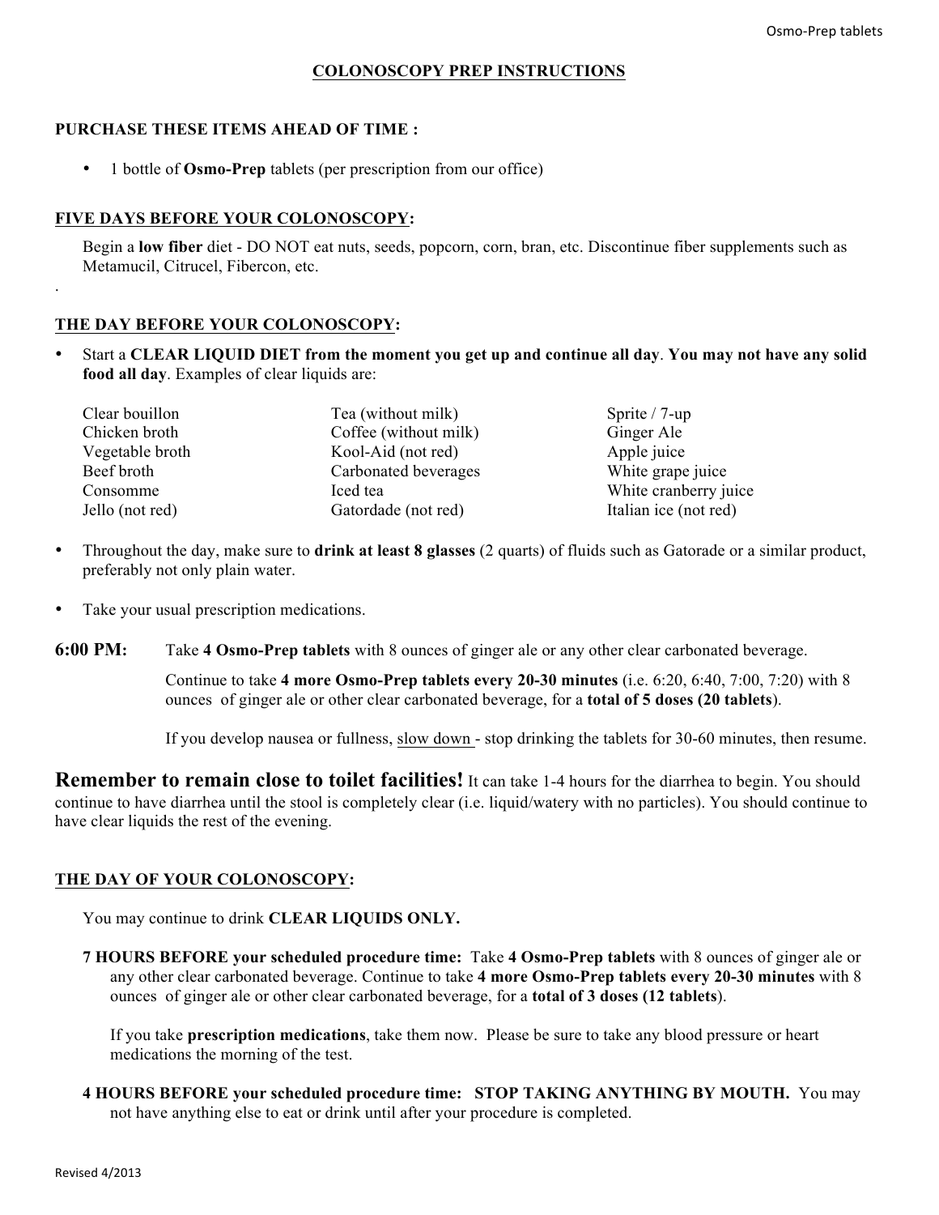## COLONOSCOPY PREP INSTRUCTIONS

### PURCHASE THESE ITEMS AHEAD OF TIME :

- 1 bottle of **Osmo-Prep** tablets (per prescription from our office)

### FIVE DAYS BEFORE YOUR COLONOSCOPY:

Begin a **low fiber** diet - DO NOT eat nuts, seeds, popcorn, corn, bran, etc. Discontinue fiber supplements such as Metamucil, Citrucel, Fibercon, etc.

.

### THE DAY BEFORE YOUR COLONOSCOPY:

- Start a **CLEAR LIQUID DIET from the moment you get up and continue all day**. **You may not have any solid food all day**. Examples of clear liquids are:

| | | |
|---|---|---|
| Clear bouillon | Tea (without milk) | Sprite / 7-up |
| Chicken broth | Coffee (without milk) | Ginger Ale |
| Vegetable broth | Kool-Aid (not red) | Apple juice |
| Beef broth | Carbonated beverages | White grape juice |
| Consomme | Iced tea | White cranberry juice |
| Jello (not red) | Gatordade (not red) | Italian ice (not red) |

- Throughout the day, make sure to **drink at least 8 glasses** (2 quarts) of fluids such as Gatorade or a similar product, preferably not only plain water.
- Take your usual prescription medications.

**6:00 PM:** Take **4 Osmo-Prep tablets** with 8 ounces of ginger ale or any other clear carbonated beverage.

Continue to take **4 more Osmo-Prep tablets every 20-30 minutes** (i.e. 6:20, 6:40, 7:00, 7:20) with 8 ounces of ginger ale or other clear carbonated beverage, for a **total of 5 doses (20 tablets)**.

If you develop nausea or fullness, slow down - stop drinking the tablets for 30-60 minutes, then resume.

**Remember to remain close to toilet facilities!** It can take 1-4 hours for the diarrhea to begin. You should continue to have diarrhea until the stool is completely clear (i.e. liquid/watery with no particles). You should continue to have clear liquids the rest of the evening.

### THE DAY OF YOUR COLONOSCOPY:

You may continue to drink **CLEAR LIQUIDS ONLY.**

**7 HOURS BEFORE your scheduled procedure time:** Take **4 Osmo-Prep tablets** with 8 ounces of ginger ale or any other clear carbonated beverage. Continue to take **4 more Osmo-Prep tablets every 20-30 minutes** with 8 ounces of ginger ale or other clear carbonated beverage, for a **total of 3 doses (12 tablets**).

If you take **prescription medications**, take them now. Please be sure to take any blood pressure or heart medications the morning of the test.

**4 HOURS BEFORE your scheduled procedure time: STOP TAKING ANYTHING BY MOUTH.** You may not have anything else to eat or drink until after your procedure is completed.

Revised 4/2013